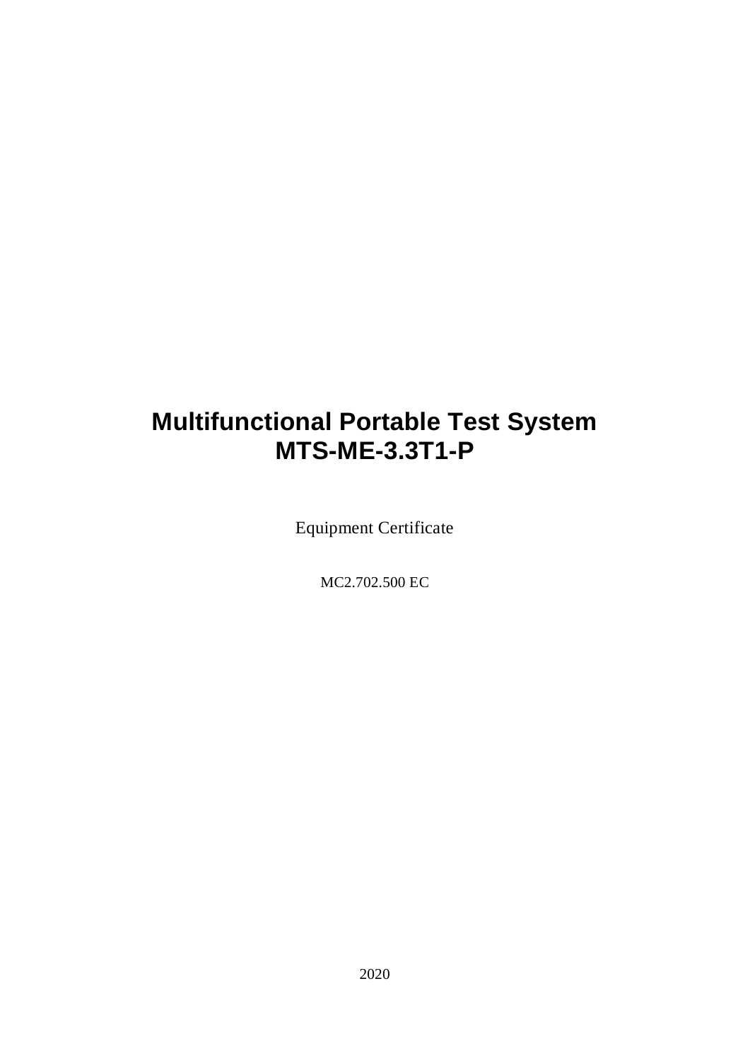# Multifunctional Portable Test System
# MTS-ME-3.3T1-P

Equipment Certificate

MC2.702.500 EC

2020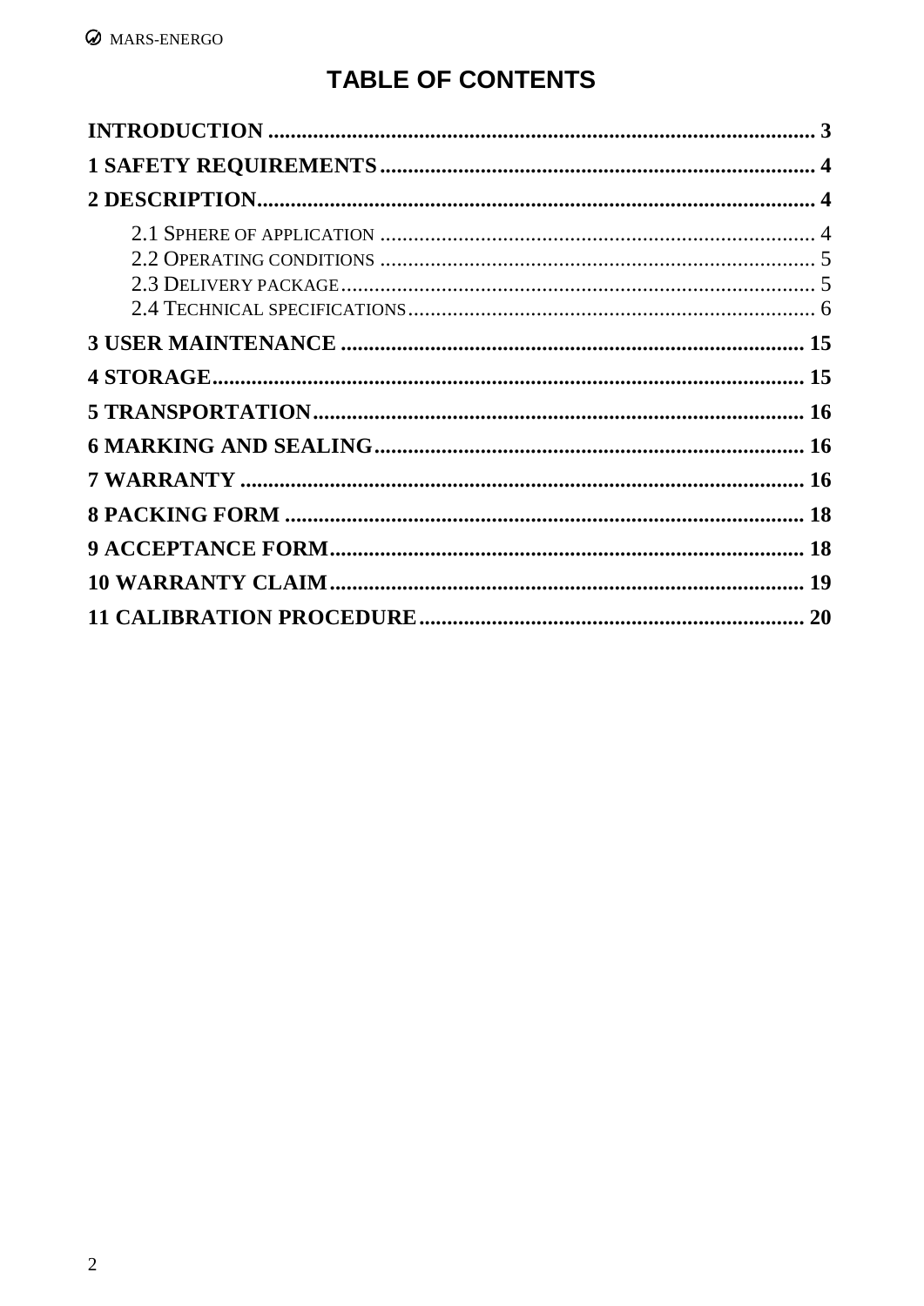# TABLE OF CONTENTS

**INTRODUCTION** ........................................................................................ **3**

**1 SAFETY REQUIREMENTS** ........................................................................ **4**

**2 DESCRIPTION** ........................................................................................ **4**

- 2.1 SPHERE OF APPLICATION ........................................................................ 4
- 2.2 OPERATING CONDITIONS ........................................................................ 5
- 2.3 DELIVERY PACKAGE ................................................................................ 5
- 2.4 TECHNICAL SPECIFICATIONS ................................................................... 6

**3 USER MAINTENANCE** ........................................................................... **15**

**4 STORAGE** ............................................................................................ **15**

**5 TRANSPORTATION** ................................................................................ **16**

**6 MARKING AND SEALING** ....................................................................... **16**

**7 WARRANTY** .......................................................................................... **16**

**8 PACKING FORM** .................................................................................... **18**

**9 ACCEPTANCE FORM** .............................................................................. **18**

**10 WARRANTY CLAIM** ............................................................................... **19**

**11 CALIBRATION PROCEDURE** ................................................................... **20**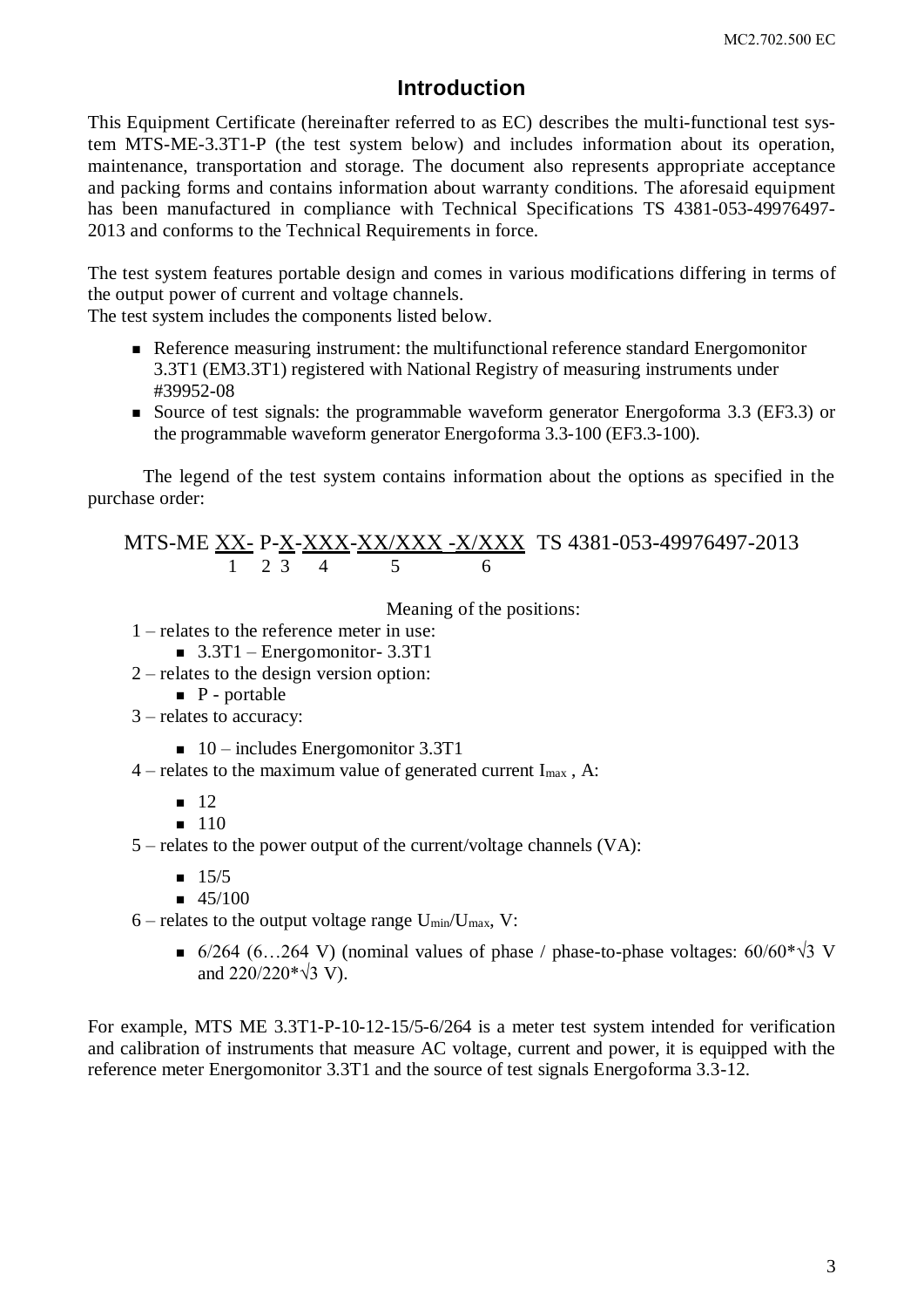## Introduction

This Equipment Certificate (hereinafter referred to as EC) describes the multi-functional test system MTS-ME-3.3T1-P (the test system below) and includes information about its operation, maintenance, transportation and storage. The document also represents appropriate acceptance and packing forms and contains information about warranty conditions. The aforesaid equipment has been manufactured in compliance with Technical Specifications TS 4381-053-49976497-2013 and conforms to the Technical Requirements in force.

The test system features portable design and comes in various modifications differing in terms of the output power of current and voltage channels.
The test system includes the components listed below.

- Reference measuring instrument: the multifunctional reference standard Energomonitor 3.3T1 (EM3.3T1) registered with National Registry of measuring instruments under #39952-08
- Source of test signals: the programmable waveform generator Energoforma 3.3 (EF3.3) or the programmable waveform generator Energoforma 3.3-100 (EF3.3-100).

The legend of the test system contains information about the options as specified in the purchase order:

```
MTS-ME XX- P-X-XXX-XX/XXX -X/XXX  TS 4381-053-49976497-2013
       1    2 3   4      5        6
```

Meaning of the positions:

1 – relates to the reference meter in use:
- 3.3T1 – Energomonitor- 3.3T1

2 – relates to the design version option:
- P - portable

3 – relates to accuracy:
- 10 – includes Energomonitor 3.3T1

4 – relates to the maximum value of generated current $I_{max}$ , A:
- 12
- 110

5 – relates to the power output of the current/voltage channels (VA):
- 15/5
- 45/100

6 – relates to the output voltage range $U_{min}/U_{max}$, V:
- 6/264 (6…264 V) (nominal values of phase / phase-to-phase voltages: 60/60*√3 V and 220/220*√3 V).

For example, MTS ME 3.3T1-P-10-12-15/5-6/264 is a meter test system intended for verification and calibration of instruments that measure AC voltage, current and power, it is equipped with the reference meter Energomonitor 3.3T1 and the source of test signals Energoforma 3.3-12.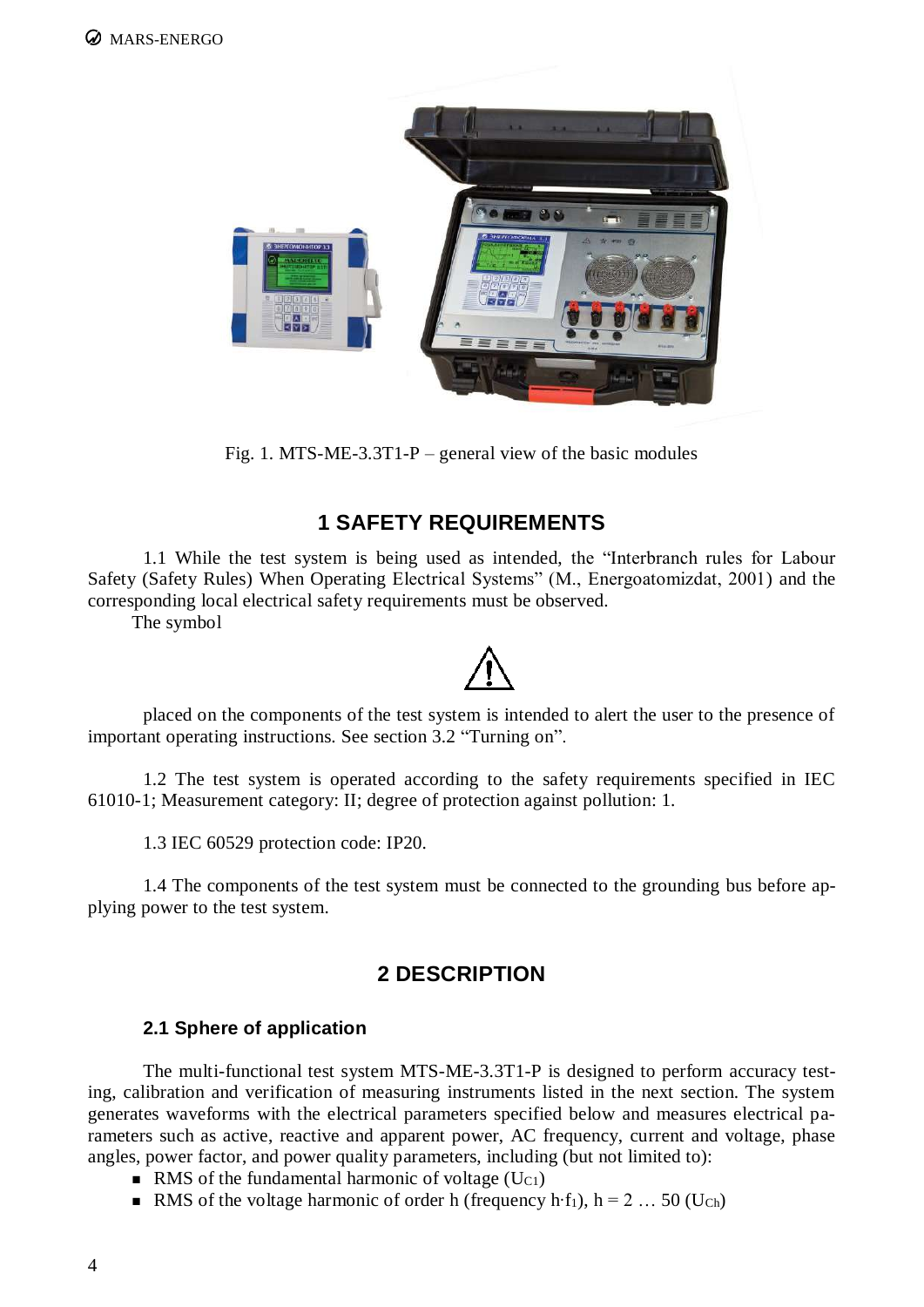Fig. 1. MTS-ME-3.3T1-P – general view of the basic modules

# 1 SAFETY REQUIREMENTS

1.1 While the test system is being used as intended, the “Interbranch rules for Labour Safety (Safety Rules) When Operating Electrical Systems” (M., Energoatomizdat, 2001) and the corresponding local electrical safety requirements must be observed.

The symbol

⚠

placed on the components of the test system is intended to alert the user to the presence of important operating instructions. See section 3.2 “Turning on”.

1.2 The test system is operated according to the safety requirements specified in IEC 61010-1; Measurement category: II; degree of protection against pollution: 1.

1.3 IEC 60529 protection code: IP20.

1.4 The components of the test system must be connected to the grounding bus before applying power to the test system.

# 2 DESCRIPTION

## 2.1 Sphere of application

The multi-functional test system MTS-ME-3.3T1-P is designed to perform accuracy testing, calibration and verification of measuring instruments listed in the next section. The system generates waveforms with the electrical parameters specified below and measures electrical parameters such as active, reactive and apparent power, AC frequency, current and voltage, phase angles, power factor, and power quality parameters, including (but not limited to):

- RMS of the fundamental harmonic of voltage ($U_{C1}$)
- RMS of the voltage harmonic of order h (frequency $h \cdot f_1$), h = 2 … 50 ($U_{Ch}$)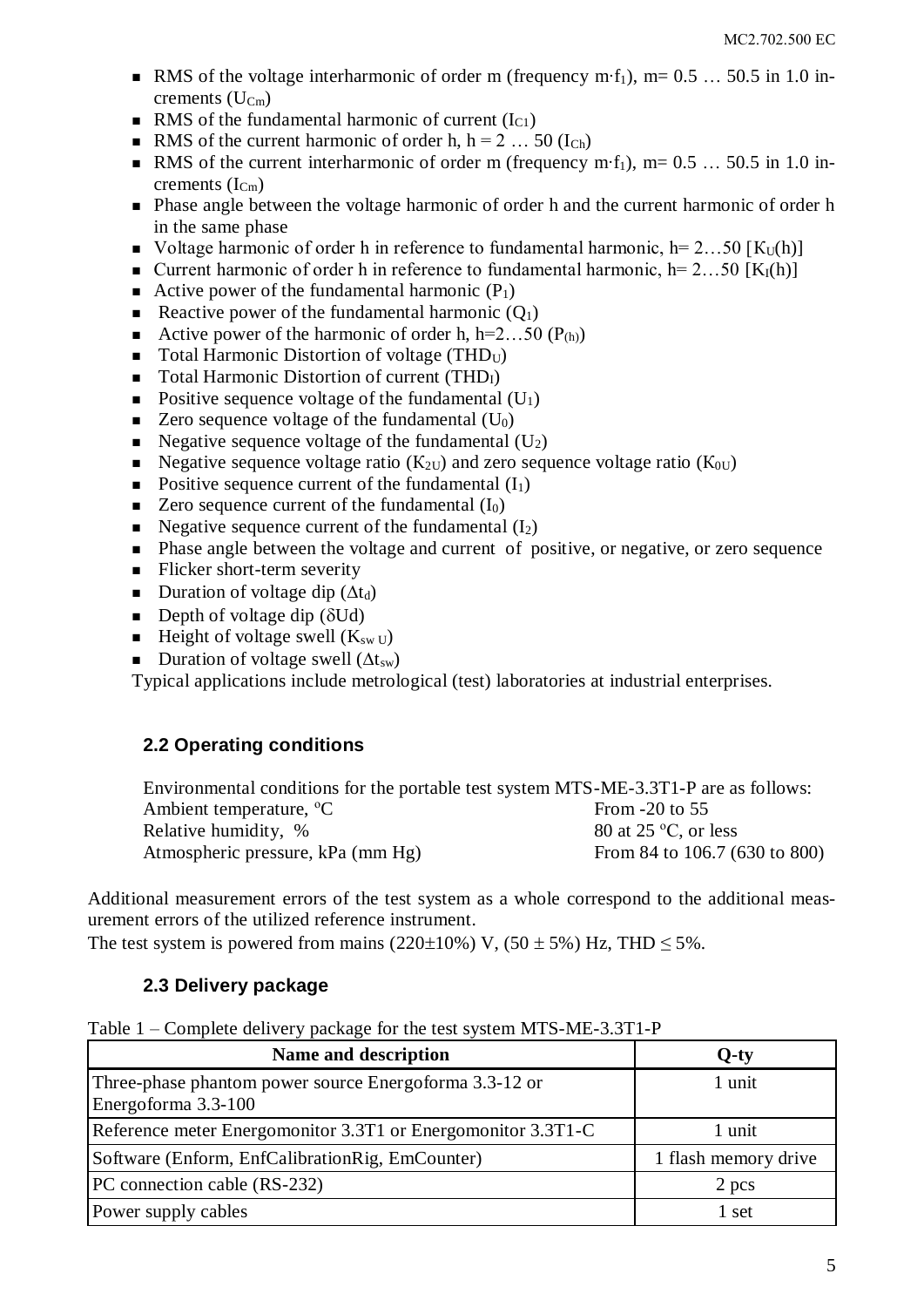- RMS of the voltage interharmonic of order m (frequency $m \cdot f_1$), m= 0.5 … 50.5 in 1.0 increments ($U_{Cm}$)
- RMS of the fundamental harmonic of current ($I_{C1}$)
- RMS of the current harmonic of order h, h = 2 … 50 ($I_{Ch}$)
- RMS of the current interharmonic of order m (frequency $m \cdot f_1$), m= 0.5 … 50.5 in 1.0 increments ($I_{Cm}$)
- Phase angle between the voltage harmonic of order h and the current harmonic of order h in the same phase
- Voltage harmonic of order h in reference to fundamental harmonic, h= 2…50 [$K_U(h)$]
- Current harmonic of order h in reference to fundamental harmonic, h= 2…50 [$K_I(h)$]
- Active power of the fundamental harmonic ($P_1$)
- Reactive power of the fundamental harmonic ($Q_1$)
- Active power of the harmonic of order h, h=2…50 ($P_{(h)}$)
- Total Harmonic Distortion of voltage ($THD_U$)
- Total Harmonic Distortion of current ($THD_I$)
- Positive sequence voltage of the fundamental ($U_1$)
- Zero sequence voltage of the fundamental ($U_0$)
- Negative sequence voltage of the fundamental ($U_2$)
- Negative sequence voltage ratio ($K_{2U}$) and zero sequence voltage ratio ($K_{0U}$)
- Positive sequence current of the fundamental ($I_1$)
- Zero sequence current of the fundamental ($I_0$)
- Negative sequence current of the fundamental ($I_2$)
- Phase angle between the voltage and current of positive, or negative, or zero sequence
- Flicker short-term severity
- Duration of voltage dip ($\Delta t_d$)
- Depth of voltage dip ($\delta Ud$)
- Height of voltage swell ($K_{sw\,U}$)
- Duration of voltage swell ($\Delta t_{sw}$)

Typical applications include metrological (test) laboratories at industrial enterprises.

### 2.2 Operating conditions

Environmental conditions for the portable test system MTS-ME-3.3T1-P are as follows:

| | |
|---|---|
| Ambient temperature, ºC | From -20 to 55 |
| Relative humidity, % | 80 at 25 ºC, or less |
| Atmospheric pressure, kPa (mm Hg) | From 84 to 106.7 (630 to 800) |

Additional measurement errors of the test system as a whole correspond to the additional measurement errors of the utilized reference instrument.

The test system is powered from mains (220±10%) V, (50 ± 5%) Hz, THD ≤ 5%.

### 2.3 Delivery package

Table 1 – Complete delivery package for the test system MTS-ME-3.3T1-P

| Name and description | Q-ty |
|---|---|
| Three-phase phantom power source Energoforma 3.3-12 or Energoforma 3.3-100 | 1 unit |
| Reference meter Energomonitor 3.3T1 or Energomonitor 3.3T1-C | 1 unit |
| Software (Enform, EnfCalibrationRig, EmCounter) | 1 flash memory drive |
| PC connection cable (RS-232) | 2 pcs |
| Power supply cables | 1 set |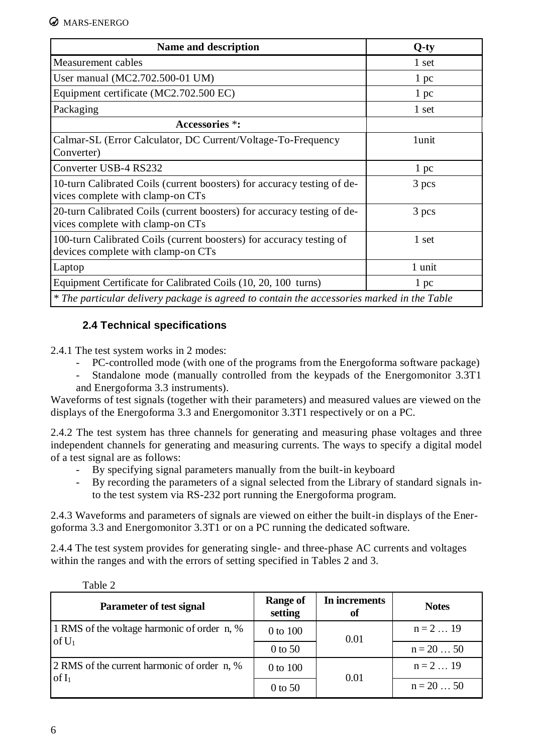| Name and description | Q-ty |
| --- | --- |
| Measurement cables | 1 set |
| User manual (MC2.702.500-01 UM) | 1 pc |
| Equipment certificate (MC2.702.500 EC) | 1 pc |
| Packaging | 1 set |
| **Accessories** *: | |
| Calmar-SL (Error Calculator, DC Current/Voltage-To-Frequency Converter) | 1unit |
| Converter USB-4 RS232 | 1 pc |
| 10-turn Calibrated Coils (current boosters) for accuracy testing of devices complete with clamp-on CTs | 3 pcs |
| 20-turn Calibrated Coils (current boosters) for accuracy testing of devices complete with clamp-on CTs | 3 pcs |
| 100-turn Calibrated Coils (current boosters) for accuracy testing of devices complete with clamp-on CTs | 1 set |
| Laptop | 1 unit |
| Equipment Certificate for Calibrated Coils (10, 20, 100 turns) | 1 pc |
| *\* The particular delivery package is agreed to contain the accessories marked in the Table* | |

### 2.4 Technical specifications

2.4.1 The test system works in 2 modes:

- PC-controlled mode (with one of the programs from the Energoforma software package)
- Standalone mode (manually controlled from the keypads of the Energomonitor 3.3T1 and Energoforma 3.3 instruments).

Waveforms of test signals (together with their parameters) and measured values are viewed on the displays of the Energoforma 3.3 and Energomonitor 3.3T1 respectively or on a PC.

2.4.2 The test system has three channels for generating and measuring phase voltages and three independent channels for generating and measuring currents. The ways to specify a digital model of a test signal are as follows:

- By specifying signal parameters manually from the built-in keyboard
- By recording the parameters of a signal selected from the Library of standard signals into the test system via RS-232 port running the Energoforma program.

2.4.3 Waveforms and parameters of signals are viewed on either the built-in displays of the Energoforma 3.3 and Energomonitor 3.3T1 or on a PC running the dedicated software.

2.4.4 The test system provides for generating single- and three-phase AC currents and voltages within the ranges and with the errors of setting specified in Tables 2 and 3.

Table 2

| Parameter of test signal | Range of setting | In increments of | Notes |
| --- | --- | --- | --- |
| 1 RMS of the voltage harmonic of order n, % of $U_1$ | 0 to 100 | 0.01 | n = 2 … 19 |
| | 0 to 50 | | n = 20 … 50 |
| 2 RMS of the current harmonic of order n, % of $I_1$ | 0 to 100 | 0.01 | n = 2 … 19 |
| | 0 to 50 | | n = 20 … 50 |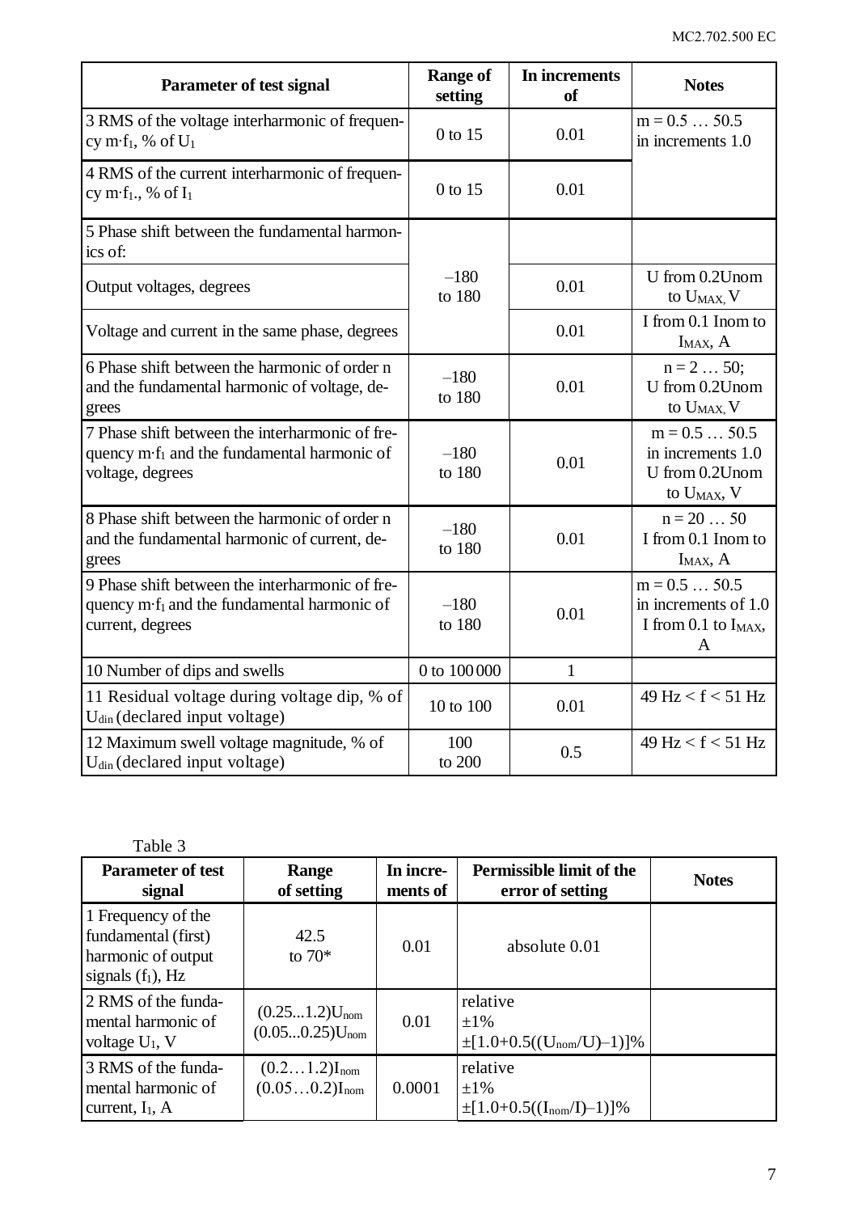| Parameter of test signal | Range of setting | In increments of | Notes |
|---|---|---|---|
| 3 RMS of the voltage interharmonic of frequency $m \cdot f_1$, % of $U_1$ | 0 to 15 | 0.01 | m = 0.5 … 50.5 in increments 1.0 |
| 4 RMS of the current interharmonic of frequency $m \cdot f_1$., % of $I_1$ | 0 to 15 | 0.01 | |
| 5 Phase shift between the fundamental harmonics of: | –180 to 180 | | |
| Output voltages, degrees | | 0.01 | U from 0.2Unom to $U_{MAX}$, V |
| Voltage and current in the same phase, degrees | | 0.01 | I from 0.1 Inom to $I_{MAX}$, A |
| 6 Phase shift between the harmonic of order n and the fundamental harmonic of voltage, degrees | –180 to 180 | 0.01 | n = 2 … 50; U from 0.2Unom to $U_{MAX}$, V |
| 7 Phase shift between the interharmonic of frequency $m \cdot f_1$ and the fundamental harmonic of voltage, degrees | –180 to 180 | 0.01 | m = 0.5 … 50.5 in increments 1.0 U from 0.2Unom to $U_{MAX}$, V |
| 8 Phase shift between the harmonic of order n and the fundamental harmonic of current, degrees | –180 to 180 | 0.01 | n = 20 … 50 I from 0.1 Inom to $I_{MAX}$, A |
| 9 Phase shift between the interharmonic of frequency $m \cdot f_1$ and the fundamental harmonic of current, degrees | –180 to 180 | 0.01 | m = 0.5 … 50.5 in increments of 1.0 I from 0.1 to $I_{MAX}$, A |
| 10 Number of dips and swells | 0 to 100 000 | 1 | |
| 11 Residual voltage during voltage dip, % of $U_{din}$ (declared input voltage) | 10 to 100 | 0.01 | 49 Hz < f < 51 Hz |
| 12 Maximum swell voltage magnitude, % of $U_{din}$ (declared input voltage) | 100 to 200 | 0.5 | 49 Hz < f < 51 Hz |

Table 3

| Parameter of test signal | Range of setting | In increments of | Permissible limit of the error of setting | Notes |
|---|---|---|---|---|
| 1 Frequency of the fundamental (first) harmonic of output signals ($f_1$), Hz | 42.5 to 70* | 0.01 | absolute 0.01 | |
| 2 RMS of the fundamental harmonic of voltage $U_1$, V | $(0.25...1.2)U_{nom}$ $(0.05...0.25)U_{nom}$ | 0.01 | relative ±1% $\pm[1.0+0.5((U_{nom}/U)-1)]$% | |
| 3 RMS of the fundamental harmonic of current, $I_1$, A | $(0.2…1.2)I_{nom}$ $(0.05…0.2)I_{nom}$ | 0.0001 | relative ±1% $\pm[1.0+0.5((I_{nom}/I)-1)]$% | |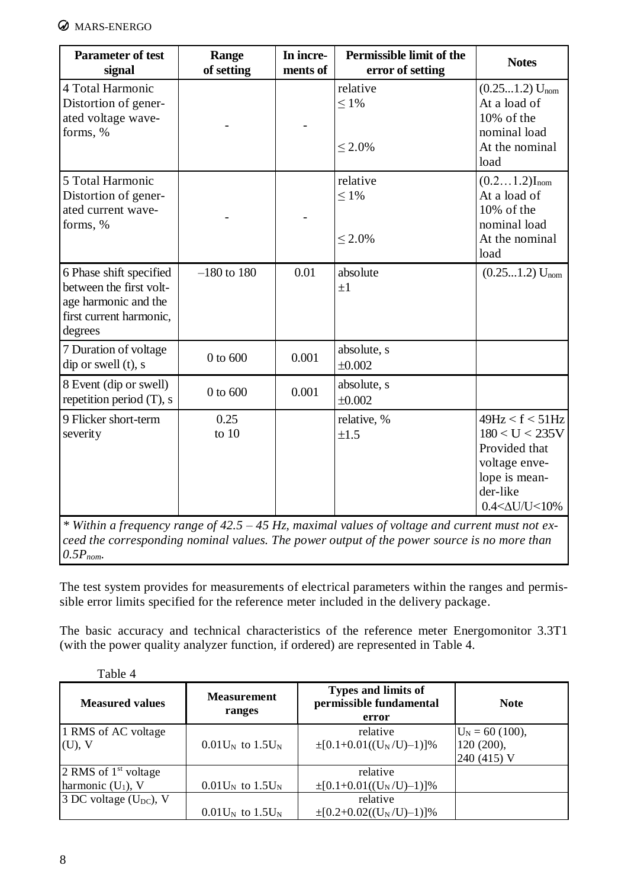| Parameter of test signal | Range of setting | In increments of | Permissible limit of the error of setting | Notes |
|---|---|---|---|---|
| 4 Total Harmonic Distortion of generated voltage waveforms, % | - | - | relative<br>≤ 1%<br><br>≤ 2.0% | $(0.25...1.2)\ U_{nom}$<br>At a load of 10% of the nominal load<br>At the nominal load |
| 5 Total Harmonic Distortion of generated current waveforms, % | - | - | relative<br>≤ 1%<br><br>≤ 2.0% | $(0.2…1.2)I_{nom}$<br>At a load of 10% of the nominal load<br>At the nominal load |
| 6 Phase shift specified between the first voltage harmonic and the first current harmonic, degrees | –180 to 180 | 0.01 | absolute<br>±1 | $(0.25...1.2)\ U_{nom}$ |
| 7 Duration of voltage dip or swell (t), s | 0 to 600 | 0.001 | absolute, s<br>±0.002 | |
| 8 Event (dip or swell) repetition period (T), s | 0 to 600 | 0.001 | absolute, s<br>±0.002 | |
| 9 Flicker short-term severity | 0.25 to 10 | | relative, %<br>±1.5 | $49Hz < f < 51Hz$<br>$180 < U < 235V$<br>Provided that voltage envelope is meander-like<br>$0.4<\Delta U/U<10\%$ |

*\* Within a frequency range of 42.5 – 45 Hz, maximal values of voltage and current must not exceed the corresponding nominal values. The power output of the power source is no more than $0.5P_{nom}$.*

The test system provides for measurements of electrical parameters within the ranges and permissible error limits specified for the reference meter included in the delivery package.

The basic accuracy and technical characteristics of the reference meter Energomonitor 3.3T1 (with the power quality analyzer function, if ordered) are represented in Table 4.

Table 4

| Measured values | Measurement ranges | Types and limits of permissible fundamental error | Note |
|---|---|---|---|
| 1 RMS of AC voltage (U), V | $0.01U_N$ to $1.5U_N$ | relative<br>$\pm[0.1+0.01((U_N/U)–1)]\%$ | $U_N = 60\ (100)$, 120 (200), 240 (415) V |
| 2 RMS of 1st voltage harmonic ($U_1$), V | $0.01U_N$ to $1.5U_N$ | relative<br>$\pm[0.1+0.01((U_N/U)–1)]\%$ | |
| 3 DC voltage ($U_{DC}$), V | $0.01U_N$ to $1.5U_N$ | relative<br>$\pm[0.2+0.02((U_N/U)–1)]\%$ | |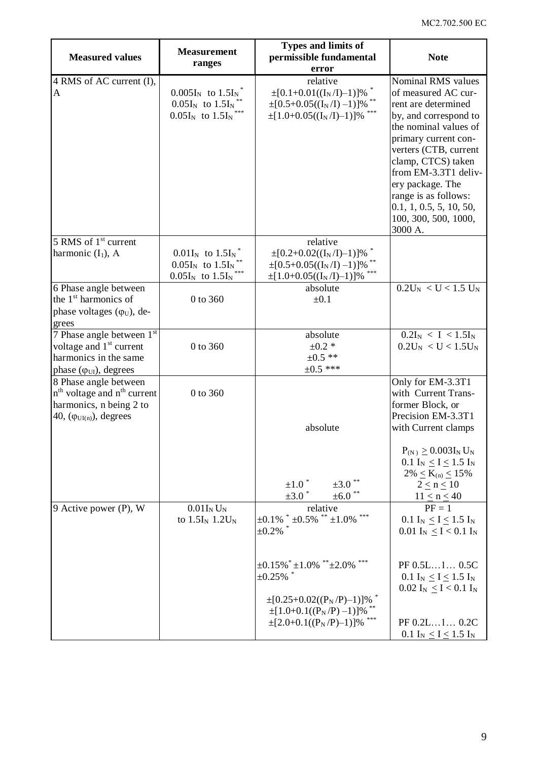| Measured values | Measurement ranges | Types and limits of permissible fundamental error | Note |
|---|---|---|---|
| 4 RMS of AC current (I), A | $0.005I_N$ to $1.5I_N$ * <br> $0.05I_N$ to $1.5I_N$ ** <br> $0.05I_N$ to $1.5I_N$ *** | relative <br> $\pm[0.1+0.01((I_N/I)-1)]\%$ * <br> $\pm[0.5+0.05((I_N/I)-1)]\%$ ** <br> $\pm[1.0+0.05((I_N/I)-1)]\%$ *** | Nominal RMS values of measured AC current are determined by, and correspond to the nominal values of primary current converters (CTB, current clamp, CTCS) taken from EM-3.3T1 delivery package. The range is as follows: 0.1, 1, 0.5, 5, 10, 50, 100, 300, 500, 1000, 3000 A. |
| 5 RMS of 1st current harmonic ($I_1$), A | $0.01I_N$ to $1.5I_N$ * <br> $0.05I_N$ to $1.5I_N$ ** <br> $0.05I_N$ to $1.5I_N$ *** | relative <br> $\pm[0.2+0.02((I_N/I)-1)]\%$ * <br> $\pm[0.5+0.05((I_N/I)-1)]\%$ ** <br> $\pm[1.0+0.05((I_N/I)-1)]\%$ *** | |
| 6 Phase angle between the 1st harmonics of phase voltages ($\varphi_U$), degrees | 0 to 360 | absolute <br> ±0.1 | $0.2U_N < U < 1.5\,U_N$ |
| 7 Phase angle between 1st voltage and 1st current harmonics in the same phase ($\varphi_{UI}$), degrees | 0 to 360 | absolute <br> ±0.2 * <br> ±0.5 ** <br> ±0.5 *** | $0.2I_N < I < 1.5I_N$ <br> $0.2U_N < U < 1.5U_N$ |
| 8 Phase angle between nth voltage and nth current harmonics, n being 2 to 40, ($\varphi_{UI(n)}$), degrees | 0 to 360 | absolute <br> ±1.0 * ±3.0 ** <br> ±3.0 * ±6.0 ** | Only for EM-3.3T1 with Current Transformer Block, or Precision EM-3.3T1 with Current clamps <br> $P_{(N)} \geq 0.003I_N U_N$ <br> $0.1\,I_N \leq I \leq 1.5\,I_N$ <br> $2\% \leq K_{(n)} \leq 15\%$ <br> $2 \leq n \leq 10$ <br> $11 \leq n \leq 40$ |
| 9 Active power (P), W | $0.01I_N\,U_N$ to $1.5I_N\,1.2U_N$ | relative <br> ±0.1% * ±0.5% ** ±1.0% *** <br> ±0.2% * <br> ±0.15% * ±1.0% ** ±2.0% *** <br> ±0.25% * <br> $\pm[0.25+0.02((P_N/P)-1)]\%$ * <br> $\pm[1.0+0.1((P_N/P)-1)]\%$ ** <br> $\pm[2.0+0.1((P_N/P)-1)]\%$ *** | PF = 1 <br> $0.1\,I_N \leq I \leq 1.5\,I_N$ <br> $0.01\,I_N \leq I < 0.1\,I_N$ <br> PF 0.5L…1… 0.5C <br> $0.1\,I_N \leq I \leq 1.5\,I_N$ <br> $0.02\,I_N \leq I < 0.1\,I_N$ <br> PF 0.2L…1… 0.2C <br> $0.1\,I_N \leq I \leq 1.5\,I_N$ |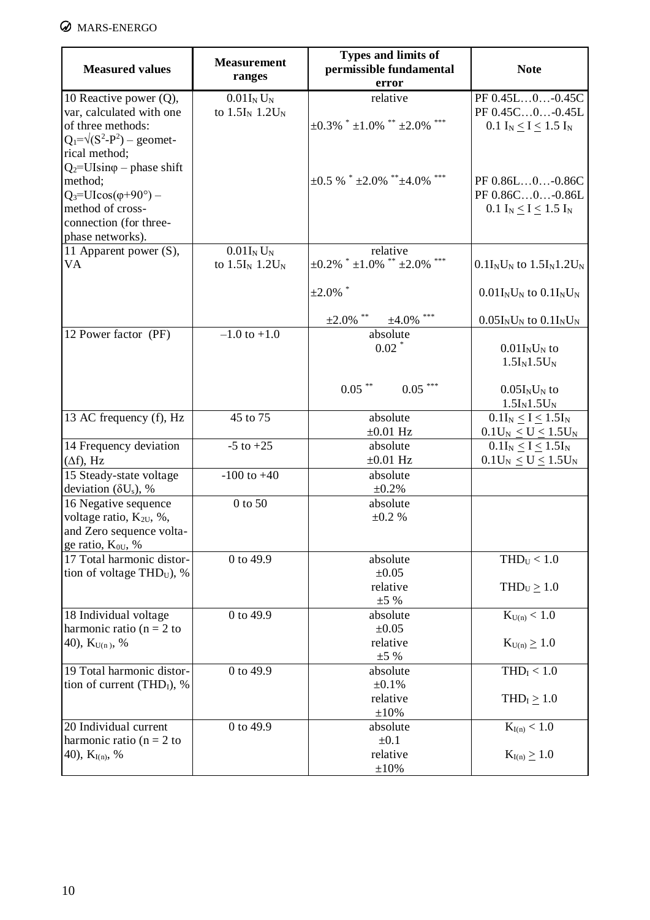| Measured values | Measurement ranges | Types and limits of permissible fundamental error | Note |
|---|---|---|---|
| 10 Reactive power (Q), var, calculated with one of three methods: $Q_1=\sqrt{(S^2-P^2)}$ – geometrical method; $Q_2=UI\sin\varphi$ – phase shift method; $Q_3=UI\cos(\varphi+90°)$ – method of cross-connection (for three-phase networks). | $0.01I_N U_N$ to $1.5I_N$ $1.2U_N$ | relative<br>±0.3% * ±1.0% ** ±2.0% ***<br><br>±0.5 % * ±2.0% ** ±4.0% *** | PF 0.45L…0…-0.45C<br>PF 0.45C…0…-0.45L<br>$0.1 I_N \le I \le 1.5 I_N$<br><br>PF 0.86L…0…-0.86C<br>PF 0.86C…0…-0.86L<br>$0.1 I_N \le I \le 1.5 I_N$ |
| 11 Apparent power (S), VA | $0.01I_N U_N$ to $1.5I_N$ $1.2U_N$ | relative<br>±0.2% * ±1.0% ** ±2.0% ***<br><br>±2.0% *<br><br>±2.0% ** ±4.0% *** | $0.1I_NU_N$ to $1.5I_N1.2U_N$<br><br>$0.01I_NU_N$ to $0.1I_NU_N$<br><br>$0.05I_NU_N$ to $0.1I_NU_N$ |
| 12 Power factor (PF) | –1.0 to +1.0 | absolute<br>0.02 *<br><br>0.05 ** 0.05 *** | $0.01I_NU_N$ to $1.5I_N1.5U_N$<br><br>$0.05I_NU_N$ to $1.5I_N1.5U_N$ |
| 13 AC frequency (f), Hz | 45 to 75 | absolute<br>±0.01 Hz | $0.1I_N \le I \le 1.5I_N$<br>$0.1U_N \le U \le 1.5U_N$ |
| 14 Frequency deviation (Δf), Hz | -5 to +25 | absolute<br>±0.01 Hz | $0.1I_N \le I \le 1.5I_N$<br>$0.1U_N \le U \le 1.5U_N$ |
| 15 Steady-state voltage deviation ($\delta U_s$), % | -100 to +40 | absolute<br>±0.2% | |
| 16 Negative sequence voltage ratio, $K_{2U}$, %, and Zero sequence voltage ratio, $K_{0U}$, % | 0 to 50 | absolute<br>±0.2 % | |
| 17 Total harmonic distortion of voltage $THD_U$), % | 0 to 49.9 | absolute<br>±0.05<br>relative<br>±5 % | $THD_U < 1.0$<br><br>$THD_U \ge 1.0$ |
| 18 Individual voltage harmonic ratio (n = 2 to 40), $K_{U(n)}$, % | 0 to 49.9 | absolute<br>±0.05<br>relative<br>±5 % | $K_{U(n)} < 1.0$<br><br>$K_{U(n)} \ge 1.0$ |
| 19 Total harmonic distortion of current ($THD_I$), % | 0 to 49.9 | absolute<br>±0.1%<br>relative<br>±10% | $THD_I < 1.0$<br><br>$THD_I \ge 1.0$ |
| 20 Individual current harmonic ratio (n = 2 to 40), $K_{I(n)}$, % | 0 to 49.9 | absolute<br>±0.1<br>relative<br>±10% | $K_{I(n)} < 1.0$<br><br>$K_{I(n)} \ge 1.0$ |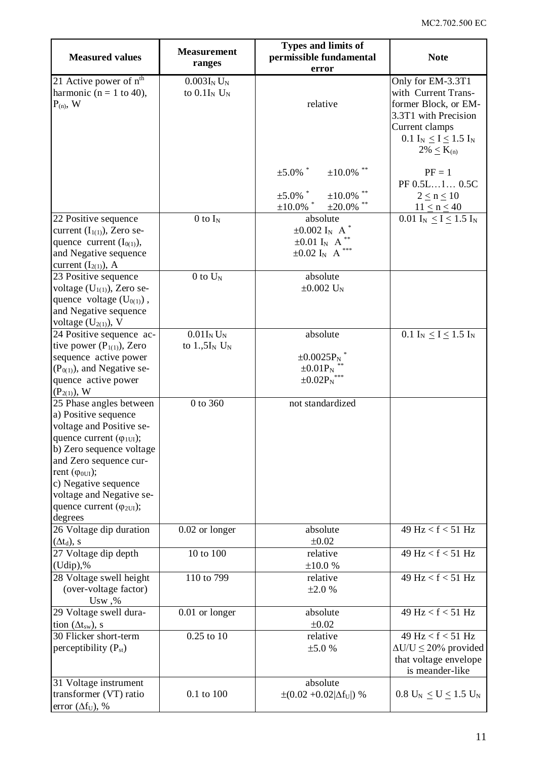| Measured values | Measurement ranges | Types and limits of permissible fundamental error | Note |
|---|---|---|---|
| 21 Active power of $n^{th}$ harmonic (n = 1 to 40), $P_{(n)}$, W | $0.003I_N U_N$ to $0.1I_N U_N$ | relative | Only for EM-3.3T1 with Current Transformer Block, or EM-3.3T1 with Precision Current clamps $0.1 I_N \le I \le 1.5 I_N$ $2\% \le K_{(n)}$ |
| | | $\pm 5.0\%$ * $\pm 10.0\%$ ** | PF = 1 PF 0.5L…1… 0.5C |
| | | $\pm 5.0\%$ * $\pm 10.0\%$ ** | $2 \le n \le 10$ |
| | | $\pm 10.0\%$ * $\pm 20.0\%$ ** | $11 \le n \le 40$ |
| 22 Positive sequence current ($I_{1(1)}$), Zero sequence current ($I_{0(1)}$), and Negative sequence current ($I_{2(1)}$), A | 0 to $I_N$ | absolute $\pm 0.002\ I_N$ A * $\pm 0.01\ I_N$ A ** $\pm 0.02\ I_N$ A *** | $0.01\ I_N \le I \le 1.5\ I_N$ |
| 23 Positive sequence voltage ($U_{1(1)}$), Zero sequence voltage ($U_{0(1)}$), and Negative sequence voltage ($U_{2(1)}$), V | 0 to $U_N$ | absolute $\pm 0.002\ U_N$ | |
| 24 Positive sequence active power ($P_{1(1)}$), Zero sequence active power ($P_{0(1)}$), and Negative sequence active power ($P_{2(1)}$), W | $0.01I_N U_N$ to $1.,5I_N U_N$ | absolute $\pm 0.0025P_N$ * $\pm 0.01P_N$ ** $\pm 0.02P_N$ *** | $0.1\ I_N \le I \le 1.5\ I_N$ |
| 25 Phase angles between a) Positive sequence voltage and Positive sequence current ($\varphi_{1UI}$); b) Zero sequence voltage and Zero sequence current ($\varphi_{0UI}$); c) Negative sequence voltage and Negative sequence current ($\varphi_{2UI}$); degrees | 0 to 360 | not standardized | |
| 26 Voltage dip duration ($\Delta t_d$), s | 0.02 or longer | absolute $\pm 0.02$ | 49 Hz < f < 51 Hz |
| 27 Voltage dip depth (Udip),% | 10 to 100 | relative $\pm 10.0$ % | 49 Hz < f < 51 Hz |
| 28 Voltage swell height (over-voltage factor) Usw ,% | 110 to 799 | relative $\pm 2.0$ % | 49 Hz < f < 51 Hz |
| 29 Voltage swell duration ($\Delta t_{sw}$), s | 0.01 or longer | absolute $\pm 0.02$ | 49 Hz < f < 51 Hz |
| 30 Flicker short-term perceptibility ($P_{st}$) | 0.25 to 10 | relative $\pm 5.0$ % | 49 Hz < f < 51 Hz $\Delta U/U \le 20\%$ provided that voltage envelope is meander-like |
| 31 Voltage instrument transformer (VT) ratio error ($\Delta f_U$), % | 0.1 to 100 | absolute $\pm(0.02 + 0.02\lvert\Delta f_U\rvert)$ % | $0.8\ U_N \le U \le 1.5\ U_N$ |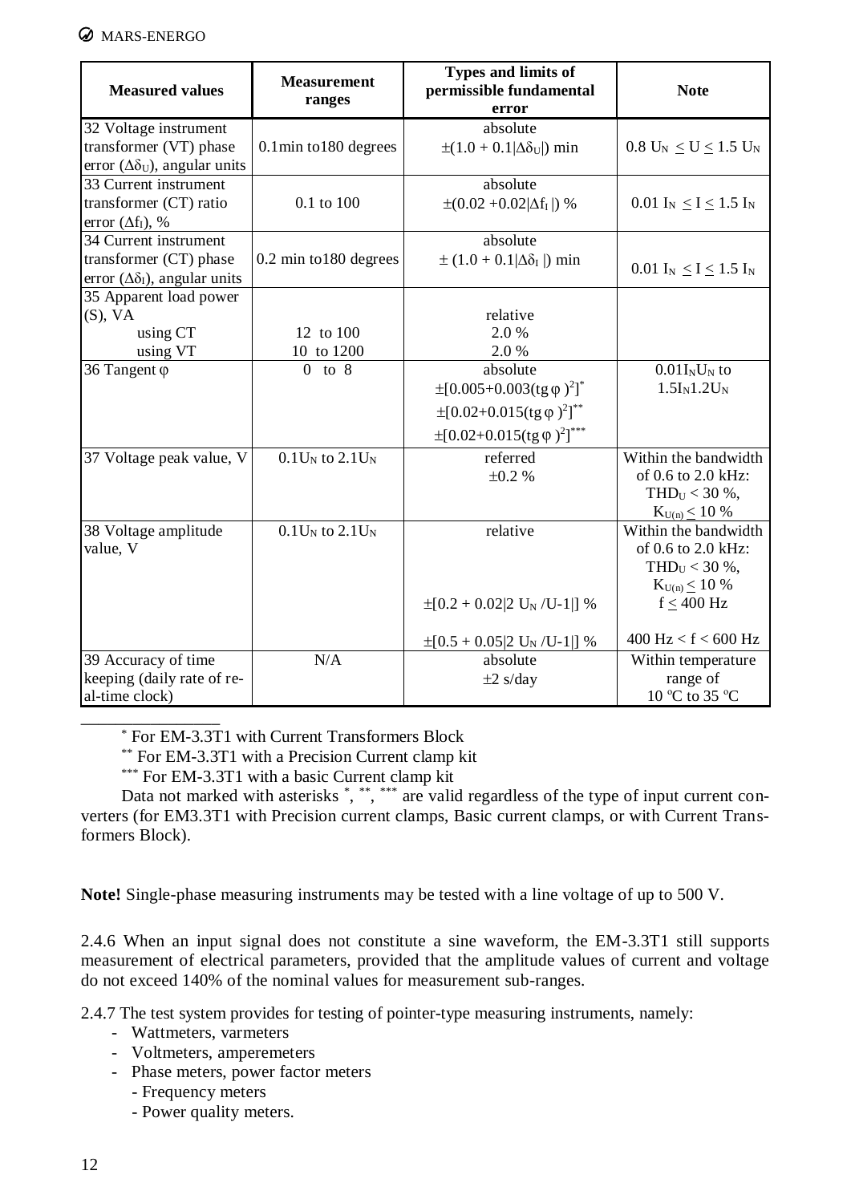| Measured values | Measurement ranges | Types and limits of permissible fundamental error | Note |
|---|---|---|---|
| 32 Voltage instrument transformer (VT) phase error ($\Delta\delta_U$), angular units | 0.1min to180 degrees | absolute $\pm(1.0 + 0.1\lvert\Delta\delta_U\rvert)$ min | $0.8\ U_N \le U \le 1.5\ U_N$ |
| 33 Current instrument transformer (CT) ratio error ($\Delta f_I$), % | 0.1 to 100 | absolute $\pm(0.02 + 0.02\lvert\Delta f_I\rvert)$ % | $0.01\ I_N \le I \le 1.5\ I_N$ |
| 34 Current instrument transformer (CT) phase error ($\Delta\delta_I$), angular units | 0.2 min to180 degrees | absolute $\pm(1.0 + 0.1\lvert\Delta\delta_I\rvert)$ min | $0.01\ I_N \le I \le 1.5\ I_N$ |
| 35 Apparent load power (S), VA<br>using CT<br>using VT | <br><br>12 to 100<br>10 to 1200 | relative<br>2.0 %<br>2.0 % | |
| 36 Tangent φ | 0 to 8 | absolute<br>$\pm[0.005+0.003(tg\,\varphi)^2]^{*}$<br>$\pm[0.02+0.015(tg\,\varphi)^2]^{**}$<br>$\pm[0.02+0.015(tg\,\varphi)^2]^{***}$ | $0.01 I_N U_N$ to $1.5 I_N 1.2 U_N$ |
| 37 Voltage peak value, V | $0.1U_N$ to $2.1U_N$ | referred<br>±0.2 % | Within the bandwidth of 0.6 to 2.0 kHz: $THD_U < 30$ %, $K_{U(n)} \le 10$ % |
| 38 Voltage amplitude value, V | $0.1U_N$ to $2.1U_N$ | relative<br><br>$\pm[0.2 + 0.02\lvert 2\ U_N/U\text{-}1\rvert]$ %<br><br>$\pm[0.5 + 0.05\lvert 2\ U_N/U\text{-}1\rvert]$ % | Within the bandwidth of 0.6 to 2.0 kHz: $THD_U < 30$ %, $K_{U(n)} \le 10$ %<br>$f \le 400$ Hz<br><br>$400\ Hz < f < 600$ Hz |
| 39 Accuracy of time keeping (daily rate of real-time clock) | N/A | absolute<br>±2 s/day | Within temperature range of 10 °C to 35 °C |

\* For EM-3.3T1 with Current Transformers Block

\*\* For EM-3.3T1 with a Precision Current clamp kit

\*\*\* For EM-3.3T1 with a basic Current clamp kit

Data not marked with asterisks *, **, *** are valid regardless of the type of input current converters (for EM3.3T1 with Precision current clamps, Basic current clamps, or with Current Transformers Block).

**Note!** Single-phase measuring instruments may be tested with a line voltage of up to 500 V.

2.4.6 When an input signal does not constitute a sine waveform, the EM-3.3T1 still supports measurement of electrical parameters, provided that the amplitude values of current and voltage do not exceed 140% of the nominal values for measurement sub-ranges.

2.4.7 The test system provides for testing of pointer-type measuring instruments, namely:

- Wattmeters, varmeters
- Voltmeters, amperemeters
- Phase meters, power factor meters
  - Frequency meters
  - Power quality meters.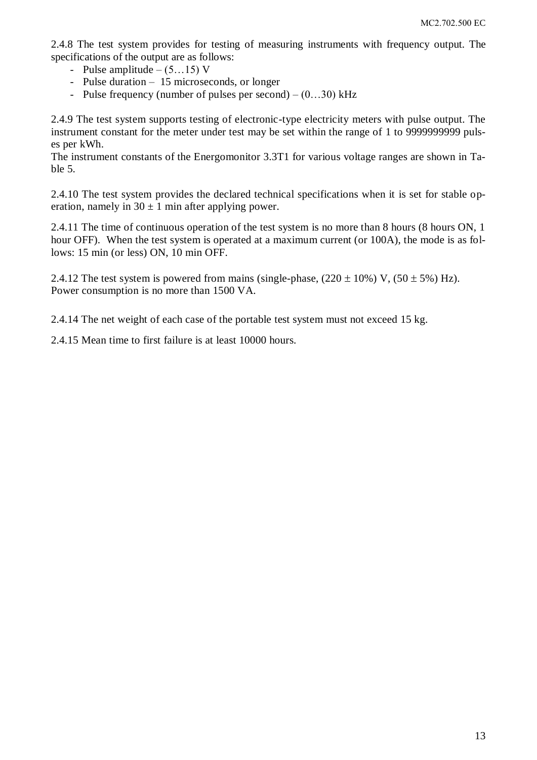2.4.8 The test system provides for testing of measuring instruments with frequency output. The specifications of the output are as follows:

- Pulse amplitude – (5…15) V
- Pulse duration – 15 microseconds, or longer
- Pulse frequency (number of pulses per second) – (0…30) kHz

2.4.9 The test system supports testing of electronic-type electricity meters with pulse output. The instrument constant for the meter under test may be set within the range of 1 to 9999999999 pulses per kWh.
The instrument constants of the Energomonitor 3.3T1 for various voltage ranges are shown in Table 5.

2.4.10 The test system provides the declared technical specifications when it is set for stable operation, namely in 30 ± 1 min after applying power.

2.4.11 The time of continuous operation of the test system is no more than 8 hours (8 hours ON, 1 hour OFF). When the test system is operated at a maximum current (or 100A), the mode is as follows: 15 min (or less) ON, 10 min OFF.

2.4.12 The test system is powered from mains (single-phase, (220 ± 10%) V, (50 ± 5%) Hz).
Power consumption is no more than 1500 VA.

2.4.14 The net weight of each case of the portable test system must not exceed 15 kg.

2.4.15 Mean time to first failure is at least 10000 hours.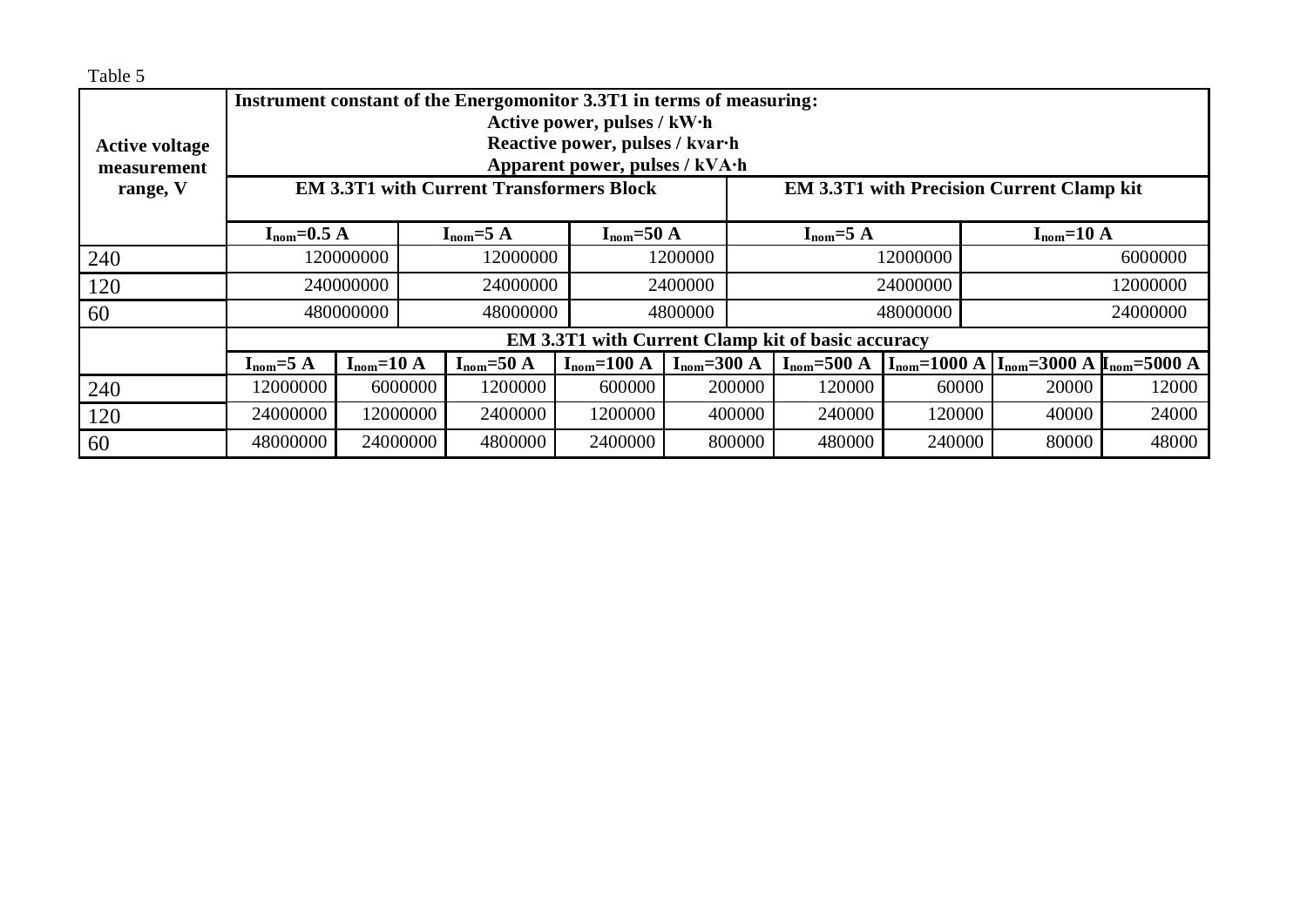Table 5

| Active voltage measurement range, V | Instrument constant of the Energomonitor 3.3T1 in terms of measuring: Active power, pulses / kW·h Reactive power, pulses / kvar·h Apparent power, pulses / kVA·h | | | | | | | | |
|---|---|---|---|---|---|---|---|---|---|
| | EM 3.3T1 with Current Transformers Block | | | | | EM 3.3T1 with Precision Current Clamp kit | | | |
| | $I_{nom}$=0.5 A | | $I_{nom}$=5 A | $I_{nom}$=50 A | | $I_{nom}$=5 A | | $I_{nom}$=10 A | |
| 240 | 120000000 | | 12000000 | 1200000 | | 12000000 | | 6000000 | |
| 120 | 240000000 | | 24000000 | 2400000 | | 24000000 | | 12000000 | |
| 60 | 480000000 | | 48000000 | 4800000 | | 48000000 | | 24000000 | |
| | EM 3.3T1 with Current Clamp kit of basic accuracy | | | | | | | | |
| | $I_{nom}$=5 A | $I_{nom}$=10 A | $I_{nom}$=50 A | $I_{nom}$=100 A | $I_{nom}$=300 A | $I_{nom}$=500 A | $I_{nom}$=1000 A | $I_{nom}$=3000 A | $I_{nom}$=5000 A |
| 240 | 12000000 | 6000000 | 1200000 | 600000 | 200000 | 120000 | 60000 | 20000 | 12000 |
| 120 | 24000000 | 12000000 | 2400000 | 1200000 | 400000 | 240000 | 120000 | 40000 | 24000 |
| 60 | 48000000 | 24000000 | 4800000 | 2400000 | 800000 | 480000 | 240000 | 80000 | 48000 |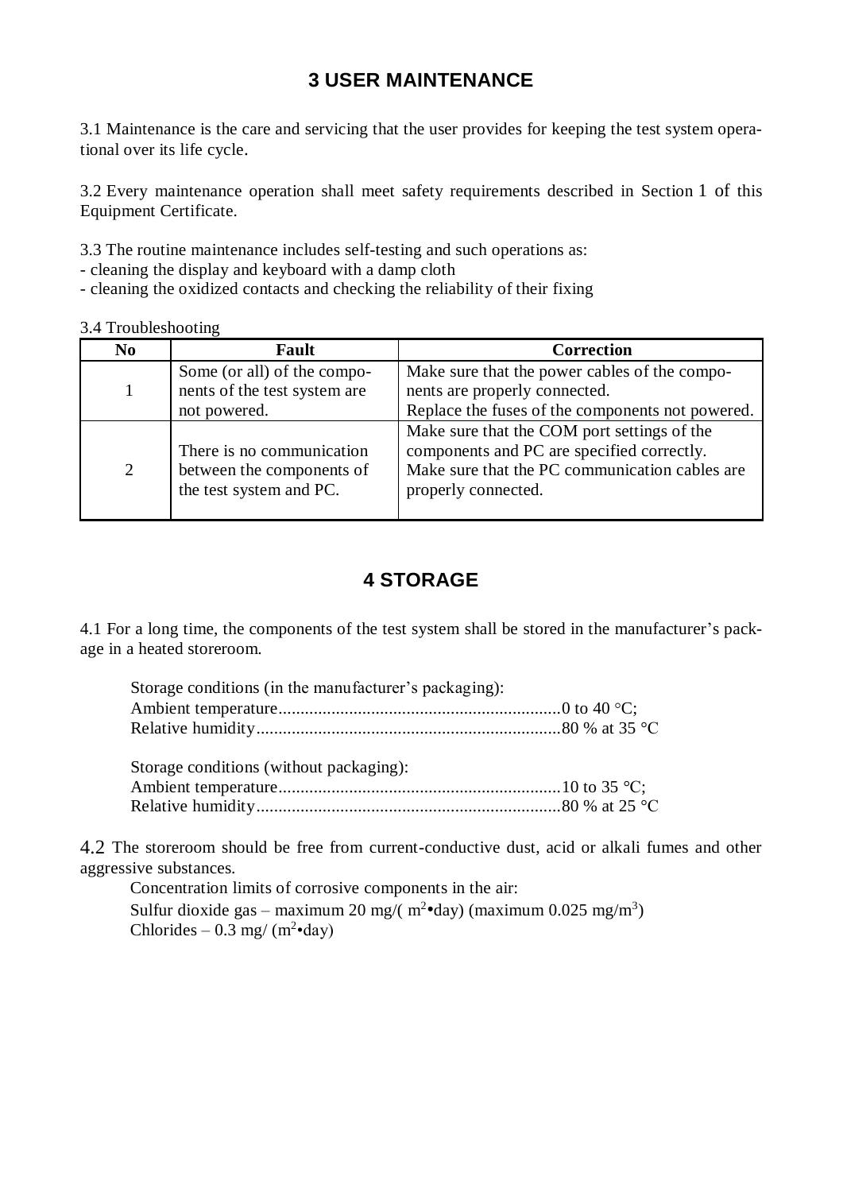## 3 USER MAINTENANCE

3.1 Maintenance is the care and servicing that the user provides for keeping the test system operational over its life cycle.

3.2 Every maintenance operation shall meet safety requirements described in Section 1 of this Equipment Certificate.

3.3 The routine maintenance includes self-testing and such operations as:
- cleaning the display and keyboard with a damp cloth
- cleaning the oxidized contacts and checking the reliability of their fixing

3.4 Troubleshooting

| No | Fault | Correction |
|---|---|---|
| 1 | Some (or all) of the components of the test system are not powered. | Make sure that the power cables of the components are properly connected. Replace the fuses of the components not powered. |
| 2 | There is no communication between the components of the test system and PC. | Make sure that the COM port settings of the components and PC are specified correctly. Make sure that the PC communication cables are properly connected. |

## 4 STORAGE

4.1 For a long time, the components of the test system shall be stored in the manufacturer's package in a heated storeroom.

Storage conditions (in the manufacturer's packaging):
Ambient temperature................................................................0 to 40 °C;
Relative humidity.....................................................................80 % at 35 °C

Storage conditions (without packaging):
Ambient temperature................................................................10 to 35 °C;
Relative humidity.....................................................................80 % at 25 °C

4.2 The storeroom should be free from current-conductive dust, acid or alkali fumes and other aggressive substances.

Concentration limits of corrosive components in the air:
Sulfur dioxide gas – maximum 20 mg/( $m^2$•day) (maximum 0.025 mg/$m^3$)
Chlorides – 0.3 mg/ ($m^2$•day)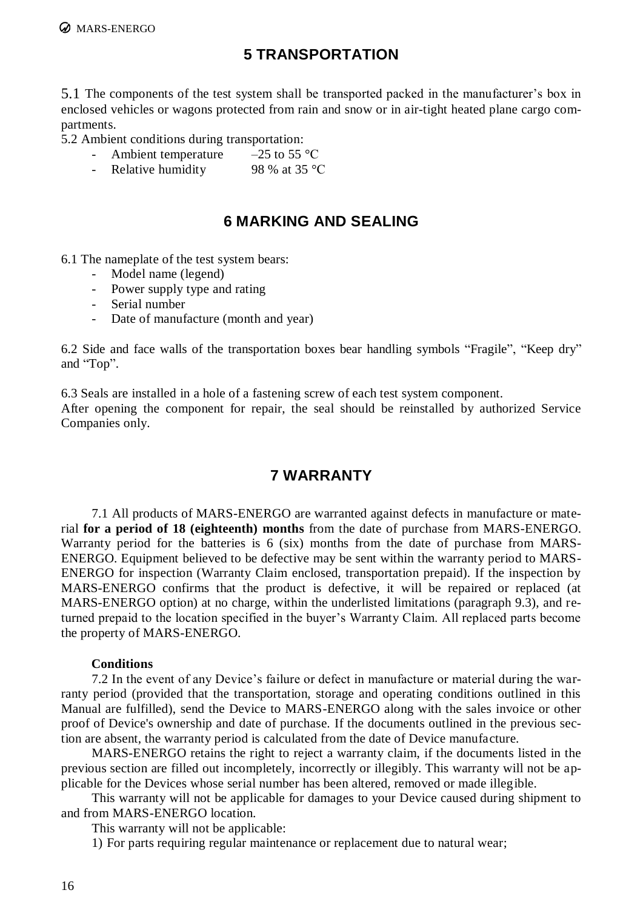## 5 TRANSPORTATION

5.1 The components of the test system shall be transported packed in the manufacturer's box in enclosed vehicles or wagons protected from rain and snow or in air-tight heated plane cargo compartments.

5.2 Ambient conditions during transportation:

- Ambient temperature –25 to 55 °C
- Relative humidity 98 % at 35 °C

## 6 MARKING AND SEALING

6.1 The nameplate of the test system bears:

- Model name (legend)
- Power supply type and rating
- Serial number
- Date of manufacture (month and year)

6.2 Side and face walls of the transportation boxes bear handling symbols "Fragile", "Keep dry" and "Top".

6.3 Seals are installed in a hole of a fastening screw of each test system component.
After opening the component for repair, the seal should be reinstalled by authorized Service Companies only.

## 7 WARRANTY

7.1 All products of MARS-ENERGO are warranted against defects in manufacture or material **for a period of 18 (eighteenth) months** from the date of purchase from MARS-ENERGO. Warranty period for the batteries is 6 (six) months from the date of purchase from MARS-ENERGO. Equipment believed to be defective may be sent within the warranty period to MARS-ENERGO for inspection (Warranty Claim enclosed, transportation prepaid). If the inspection by MARS-ENERGO confirms that the product is defective, it will be repaired or replaced (at MARS-ENERGO option) at no charge, within the underlisted limitations (paragraph 9.3), and returned prepaid to the location specified in the buyer's Warranty Claim. All replaced parts become the property of MARS-ENERGO.

**Conditions**

7.2 In the event of any Device's failure or defect in manufacture or material during the warranty period (provided that the transportation, storage and operating conditions outlined in this Manual are fulfilled), send the Device to MARS-ENERGO along with the sales invoice or other proof of Device's ownership and date of purchase. If the documents outlined in the previous section are absent, the warranty period is calculated from the date of Device manufacture.

MARS-ENERGO retains the right to reject a warranty claim, if the documents listed in the previous section are filled out incompletely, incorrectly or illegibly. This warranty will not be applicable for the Devices whose serial number has been altered, removed or made illegible.

This warranty will not be applicable for damages to your Device caused during shipment to and from MARS-ENERGO location.

This warranty will not be applicable:

1) For parts requiring regular maintenance or replacement due to natural wear;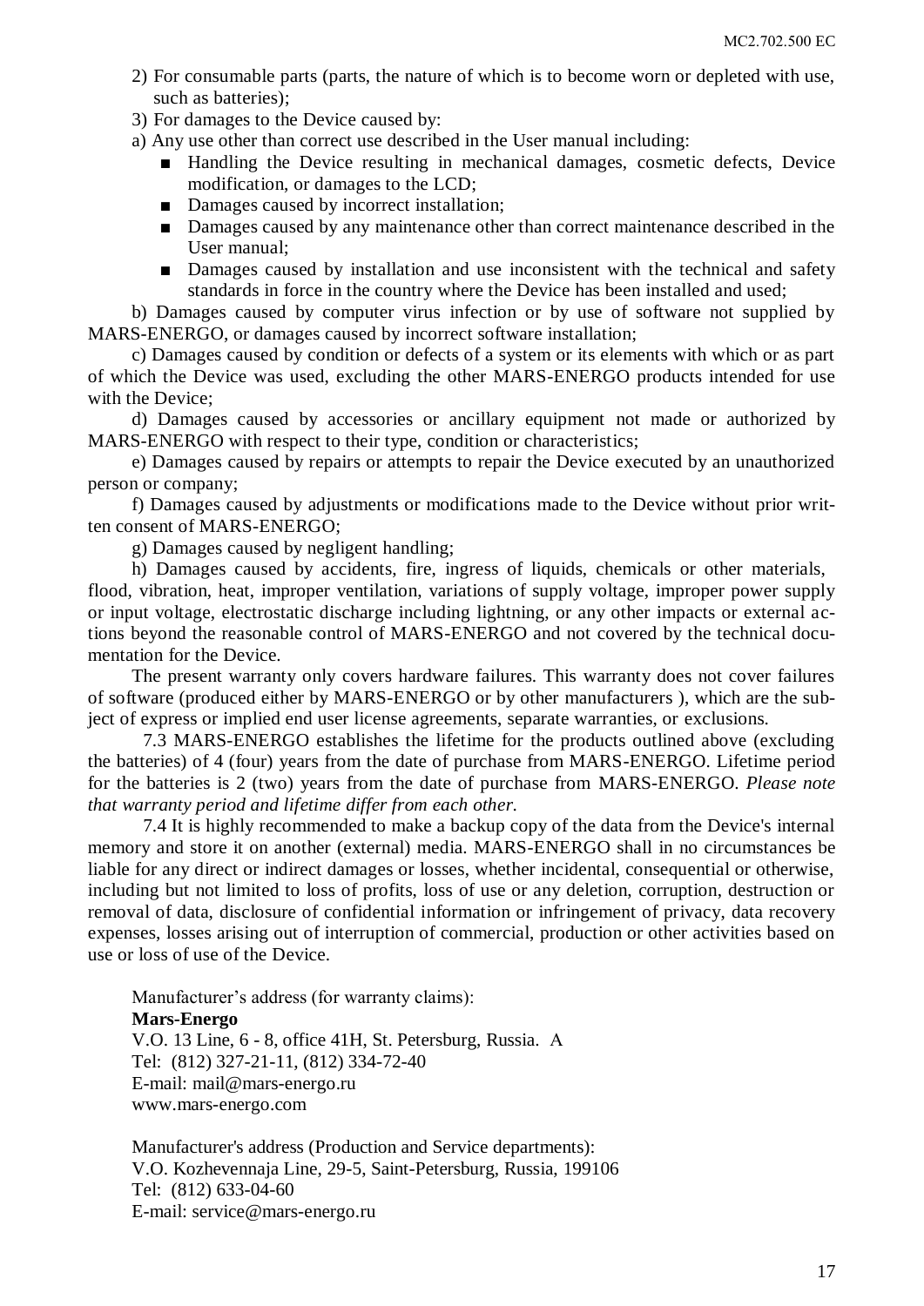2) For consumable parts (parts, the nature of which is to become worn or depleted with use, such as batteries);

3) For damages to the Device caused by:

a) Any use other than correct use described in the User manual including:

- Handling the Device resulting in mechanical damages, cosmetic defects, Device modification, or damages to the LCD;
- Damages caused by incorrect installation;
- Damages caused by any maintenance other than correct maintenance described in the User manual;
- Damages caused by installation and use inconsistent with the technical and safety standards in force in the country where the Device has been installed and used;

b) Damages caused by computer virus infection or by use of software not supplied by MARS-ENERGO, or damages caused by incorrect software installation;

c) Damages caused by condition or defects of a system or its elements with which or as part of which the Device was used, excluding the other MARS-ENERGO products intended for use with the Device;

d) Damages caused by accessories or ancillary equipment not made or authorized by MARS-ENERGO with respect to their type, condition or characteristics;

e) Damages caused by repairs or attempts to repair the Device executed by an unauthorized person or company;

f) Damages caused by adjustments or modifications made to the Device without prior written consent of MARS-ENERGO;

g) Damages caused by negligent handling;

h) Damages caused by accidents, fire, ingress of liquids, chemicals or other materials, flood, vibration, heat, improper ventilation, variations of supply voltage, improper power supply or input voltage, electrostatic discharge including lightning, or any other impacts or external actions beyond the reasonable control of MARS-ENERGO and not covered by the technical documentation for the Device.

The present warranty only covers hardware failures. This warranty does not cover failures of software (produced either by MARS-ENERGO or by other manufacturers ), which are the subject of express or implied end user license agreements, separate warranties, or exclusions.

7.3 MARS-ENERGO establishes the lifetime for the products outlined above (excluding the batteries) of 4 (four) years from the date of purchase from MARS-ENERGO. Lifetime period for the batteries is 2 (two) years from the date of purchase from MARS-ENERGO. *Please note that warranty period and lifetime differ from each other.*

7.4 It is highly recommended to make a backup copy of the data from the Device's internal memory and store it on another (external) media. MARS-ENERGO shall in no circumstances be liable for any direct or indirect damages or losses, whether incidental, consequential or otherwise, including but not limited to loss of profits, loss of use or any deletion, corruption, destruction or removal of data, disclosure of confidential information or infringement of privacy, data recovery expenses, losses arising out of interruption of commercial, production or other activities based on use or loss of use of the Device.

Manufacturer's address (for warranty claims):
**Mars-Energo**
V.O. 13 Line, 6 - 8, office 41H, St. Petersburg, Russia. A
Tel: (812) 327-21-11, (812) 334-72-40
E-mail: mail@mars-energo.ru
www.mars-energo.com

Manufacturer's address (Production and Service departments):
V.O. Kozhevennaja Line, 29-5, Saint-Petersburg, Russia, 199106
Tel: (812) 633-04-60
E-mail: service@mars-energo.ru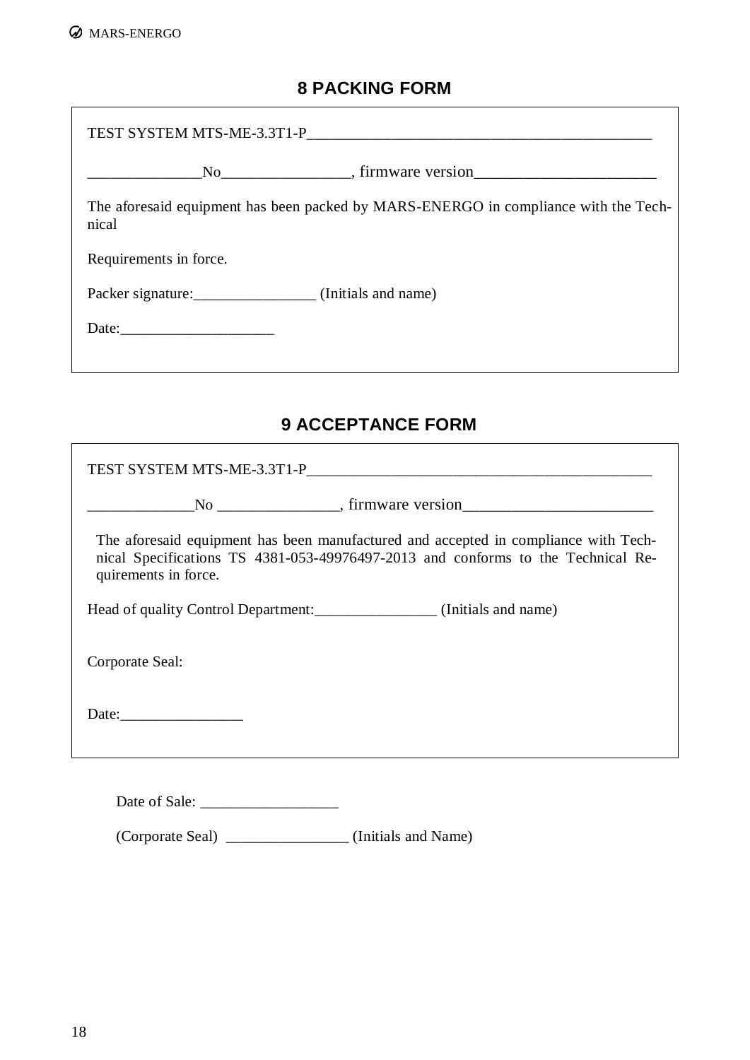## 8 PACKING FORM

TEST SYSTEM MTS-ME-3.3T1-P____________________________________________

______________No________________, firmware version______________________

The aforesaid equipment has been packed by MARS-ENERGO in compliance with the Technical

Requirements in force.

Packer signature:________________ (Initials and name)

Date:____________________

## 9 ACCEPTANCE FORM

TEST SYSTEM MTS-ME-3.3T1-P____________________________________________

_____________No _______________, firmware version________________________

The aforesaid equipment has been manufactured and accepted in compliance with Technical Specifications TS 4381-053-49976497-2013 and conforms to the Technical Requirements in force.

Head of quality Control Department:________________ (Initials and name)

Corporate Seal:

Date:________________

Date of Sale: __________________

(Corporate Seal) ________________ (Initials and Name)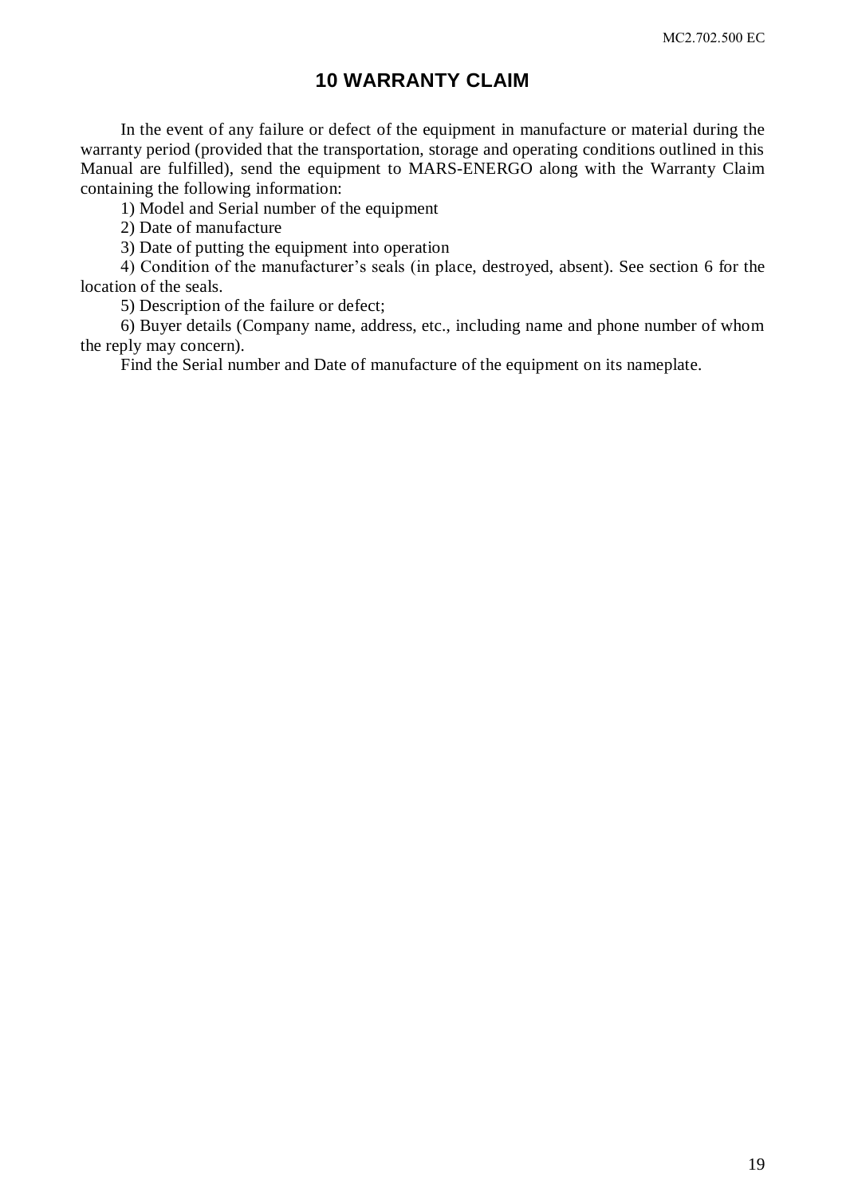# 10 WARRANTY CLAIM

In the event of any failure or defect of the equipment in manufacture or material during the warranty period (provided that the transportation, storage and operating conditions outlined in this Manual are fulfilled), send the equipment to MARS-ENERGO along with the Warranty Claim containing the following information:

1) Model and Serial number of the equipment

2) Date of manufacture

3) Date of putting the equipment into operation

4) Condition of the manufacturer's seals (in place, destroyed, absent). See section 6 for the location of the seals.

5) Description of the failure or defect;

6) Buyer details (Company name, address, etc., including name and phone number of whom the reply may concern).

Find the Serial number and Date of manufacture of the equipment on its nameplate.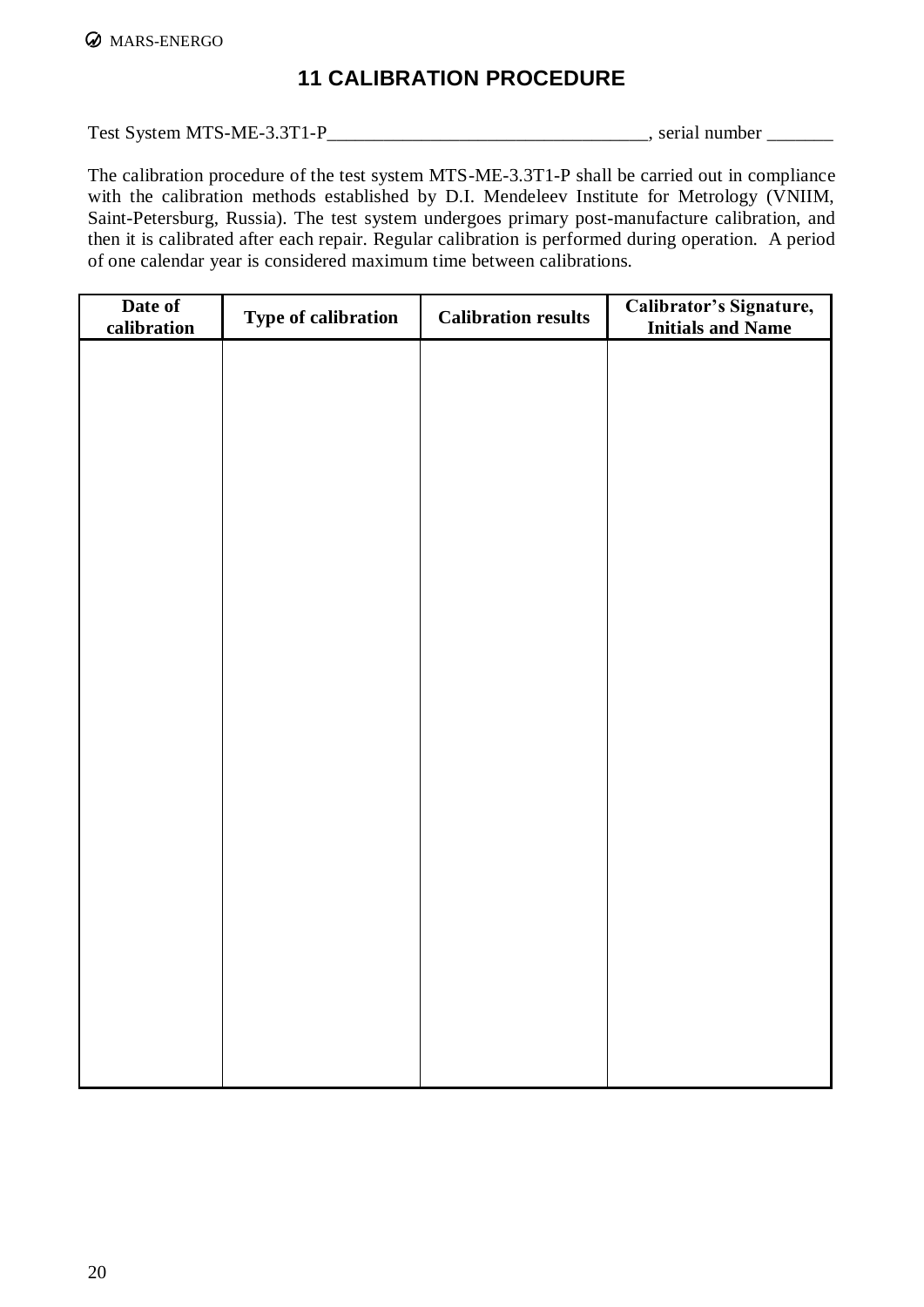# 11 CALIBRATION PROCEDURE

Test System MTS-ME-3.3T1-P_________________________________, serial number _______

The calibration procedure of the test system MTS-ME-3.3T1-P shall be carried out in compliance with the calibration methods established by D.I. Mendeleev Institute for Metrology (VNIIM, Saint-Petersburg, Russia). The test system undergoes primary post-manufacture calibration, and then it is calibrated after each repair. Regular calibration is performed during operation. A period of one calendar year is considered maximum time between calibrations.

| Date of calibration | Type of calibration | Calibration results | Calibrator's Signature, Initials and Name |
|---|---|---|---|
| | | | |